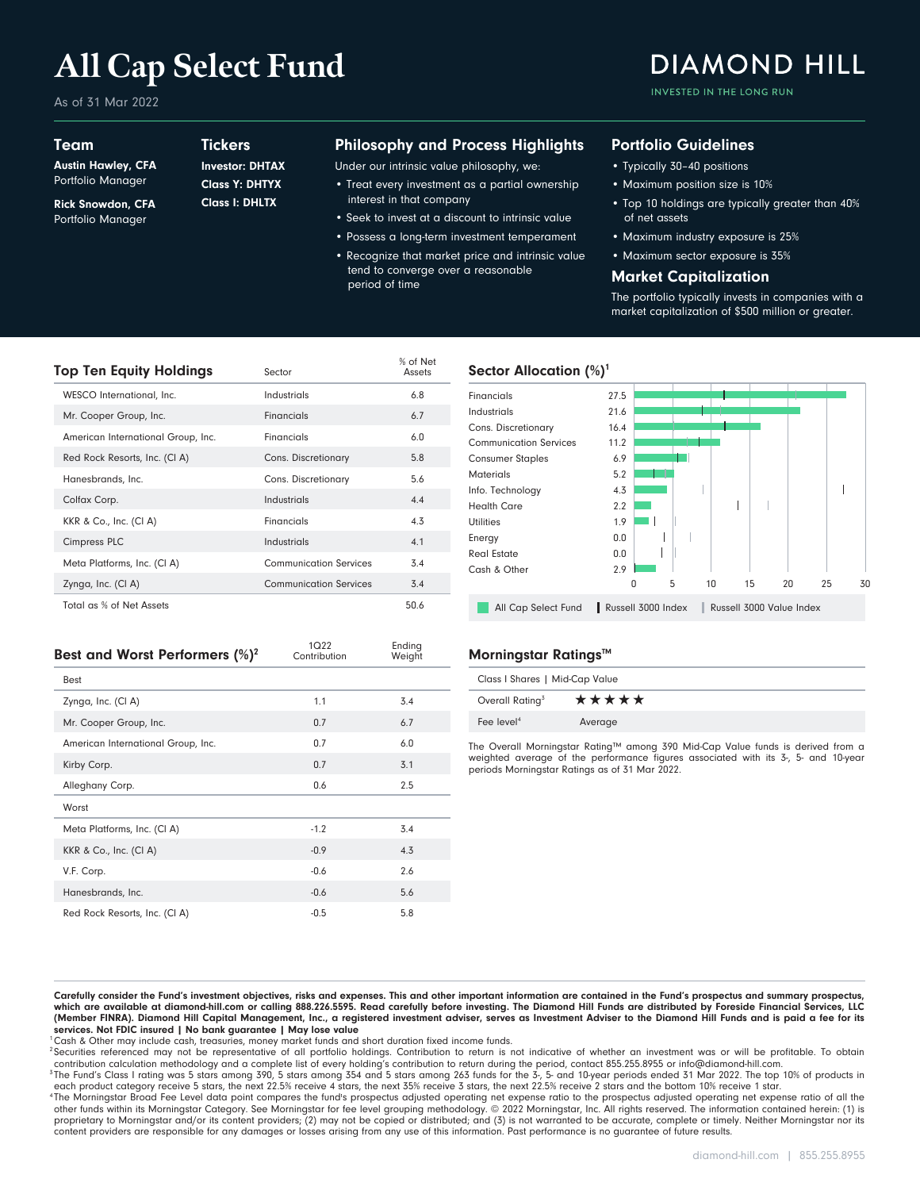# All Cap Select Fund

As of 31 Mar 2022

**DIAMOND HILL**
INVESTED IN THE LONG RUN

## Team

**Austin Hawley, CFA**
Portfolio Manager

**Rick Snowdon, CFA**
Portfolio Manager

## Tickers

**Investor: DHTAX**
**Class Y: DHTYX**
**Class I: DHLTX**

## Philosophy and Process Highlights

Under our intrinsic value philosophy, we:

- Treat every investment as a partial ownership interest in that company
- Seek to invest at a discount to intrinsic value
- Possess a long-term investment temperament
- Recognize that market price and intrinsic value tend to converge over a reasonable period of time

## Portfolio Guidelines

- Typically 30–40 positions
- Maximum position size is 10%
- Top 10 holdings are typically greater than 40% of net assets
- Maximum industry exposure is 25%
- Maximum sector exposure is 35%

## Market Capitalization

The portfolio typically invests in companies with a market capitalization of $500 million or greater.

## Top Ten Equity Holdings

| | Sector | % of Net Assets |
|---|---|---|
| WESCO International, Inc. | Industrials | 6.8 |
| Mr. Cooper Group, Inc. | Financials | 6.7 |
| American International Group, Inc. | Financials | 6.0 |
| Red Rock Resorts, Inc. (Cl A) | Cons. Discretionary | 5.8 |
| Hanesbrands, Inc. | Cons. Discretionary | 5.6 |
| Colfax Corp. | Industrials | 4.4 |
| KKR & Co., Inc. (Cl A) | Financials | 4.3 |
| Cimpress PLC | Industrials | 4.1 |
| Meta Platforms, Inc. (Cl A) | Communication Services | 3.4 |
| Zynga, Inc. (Cl A) | Communication Services | 3.4 |
| Total as % of Net Assets | | 50.6 |

## Sector Allocation (%)[1]

| Sector | All Cap Select Fund |
|---|---|
| Financials | 27.5 |
| Industrials | 21.6 |
| Cons. Discretionary | 16.4 |
| Communication Services | 11.2 |
| Consumer Staples | 6.9 |
| Materials | 5.2 |
| Info. Technology | 4.3 |
| Health Care | 2.2 |
| Utilities | 1.9 |
| Energy | 0.0 |
| Real Estate | 0.0 |
| Cash & Other | 2.9 |

All Cap Select Fund | Russell 3000 Index | Russell 3000 Value Index

## Best and Worst Performers (%)[2]

| | 1Q22 Contribution | Ending Weight |
|---|---|---|
| **Best** | | |
| Zynga, Inc. (Cl A) | 1.1 | 3.4 |
| Mr. Cooper Group, Inc. | 0.7 | 6.7 |
| American International Group, Inc. | 0.7 | 6.0 |
| Kirby Corp. | 0.7 | 3.1 |
| Alleghany Corp. | 0.6 | 2.5 |
| **Worst** | | |
| Meta Platforms, Inc. (Cl A) | -1.2 | 3.4 |
| KKR & Co., Inc. (Cl A) | -0.9 | 4.3 |
| V.F. Corp. | -0.6 | 2.6 |
| Hanesbrands, Inc. | -0.6 | 5.6 |
| Red Rock Resorts, Inc. (Cl A) | -0.5 | 5.8 |

## Morningstar Ratings™

| Class I Shares \| Mid-Cap Value | |
|---|---|
| Overall Rating[3] | ★★★★★ |
| Fee level[4] | Average |

The Overall Morningstar Rating™ among 390 Mid-Cap Value funds is derived from a weighted average of the performance figures associated with its 3-, 5- and 10-year periods Morningstar Ratings as of 31 Mar 2022.

**Carefully consider the Fund's investment objectives, risks and expenses. This and other important information are contained in the Fund's prospectus and summary prospectus, which are available at diamond-hill.com or calling 888.226.5595. Read carefully before investing. The Diamond Hill Funds are distributed by Foreside Financial Services, LLC (Member FINRA). Diamond Hill Capital Management, Inc., a registered investment adviser, serves as Investment Adviser to the Diamond Hill Funds and is paid a fee for its services. Not FDIC insured | No bank guarantee | May lose value**

[1] Cash & Other may include cash, treasuries, money market funds and short duration fixed income funds.

[2] Securities referenced may not be representative of all portfolio holdings. Contribution to return is not indicative of whether an investment was or will be profitable. To obtain contribution calculation methodology and a complete list of every holding's contribution to return during the period, contact 855.255.8955 or info@diamond-hill.com.

[3] The Fund's Class I rating was 5 stars among 390, 5 stars among 354 and 5 stars among 263 funds for the 3-, 5- and 10-year periods ended 31 Mar 2022. The top 10% of products in each product category receive 5 stars, the next 22.5% receive 4 stars, the next 35% receive 3 stars, the next 22.5% receive 2 stars and the bottom 10% receive 1 star.

[4] The Morningstar Broad Fee Level data point compares the fund's prospectus adjusted operating net expense ratio to the prospectus adjusted operating net expense ratio of all the other funds within its Morningstar Category. See Morningstar for fee level grouping methodology. © 2022 Morningstar, Inc. All rights reserved. The information contained herein: (1) is proprietary to Morningstar and/or its content providers; (2) may not be copied or distributed; and (3) is not warranted to be accurate, complete or timely. Neither Morningstar nor its content providers are responsible for any damages or losses arising from any use of this information. Past performance is no guarantee of future results.

diamond-hill.com | 855.255.8955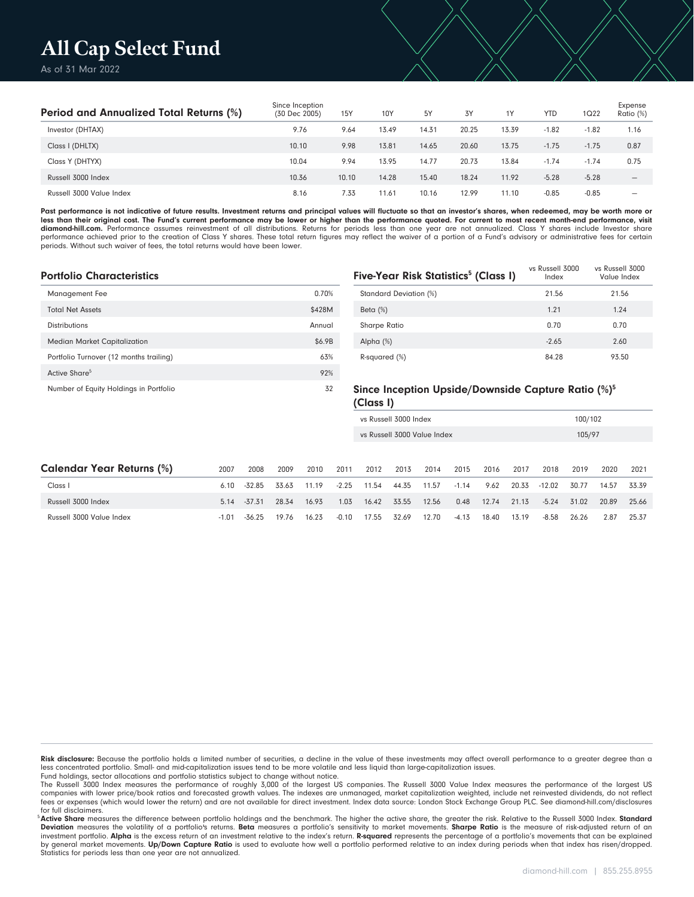# All Cap Select Fund

As of 31 Mar 2022

| Period and Annualized Total Returns (%) | Since Inception (30 Dec 2005) | 15Y | 10Y | 5Y | 3Y | 1Y | YTD | 1Q22 | Expense Ratio (%) |
|---|---|---|---|---|---|---|---|---|---|
| Investor (DHTAX) | 9.76 | 9.64 | 13.49 | 14.31 | 20.25 | 13.39 | -1.82 | -1.82 | 1.16 |
| Class I (DHLTX) | 10.10 | 9.98 | 13.81 | 14.65 | 20.60 | 13.75 | -1.75 | -1.75 | 0.87 |
| Class Y (DHTYX) | 10.04 | 9.94 | 13.95 | 14.77 | 20.73 | 13.84 | -1.74 | -1.74 | 0.75 |
| Russell 3000 Index | 10.36 | 10.10 | 14.28 | 15.40 | 18.24 | 11.92 | -5.28 | -5.28 | — |
| Russell 3000 Value Index | 8.16 | 7.33 | 11.61 | 10.16 | 12.99 | 11.10 | -0.85 | -0.85 | — |

**Past performance is not indicative of future results. Investment returns and principal values will fluctuate so that an investor's shares, when redeemed, may be worth more or less than their original cost. The Fund's current performance may be lower or higher than the performance quoted. For current to most recent month-end performance, visit diamond-hill.com.** Performance assumes reinvestment of all distributions. Returns for periods less than one year are not annualized. Class Y shares include Investor share performance achieved prior to the creation of Class Y shares. These total return figures may reflect the waiver of a portion of a Fund's advisory or administrative fees for certain periods. Without such waiver of fees, the total returns would have been lower.

| Portfolio Characteristics | |
|---|---|
| Management Fee | 0.70% |
| Total Net Assets | $428M |
| Distributions | Annual |
| Median Market Capitalization | $6.9B |
| Portfolio Turnover (12 months trailing) | 63% |
| Active Share[5] | 92% |
| Number of Equity Holdings in Portfolio | 32 |

| Five-Year Risk Statistics[5] (Class I) | vs Russell 3000 Index | vs Russell 3000 Value Index |
|---|---|---|
| Standard Deviation (%) | 21.56 | 21.56 |
| Beta (%) | 1.21 | 1.24 |
| Sharpe Ratio | 0.70 | 0.70 |
| Alpha (%) | -2.65 | 2.60 |
| R-squared (%) | 84.28 | 93.50 |

| Since Inception Upside/Downside Capture Ratio (%)[5] (Class I) | |
|---|---|
| vs Russell 3000 Index | 100/102 |
| vs Russell 3000 Value Index | 105/97 |

| Calendar Year Returns (%) | 2007 | 2008 | 2009 | 2010 | 2011 | 2012 | 2013 | 2014 | 2015 | 2016 | 2017 | 2018 | 2019 | 2020 | 2021 |
|---|---|---|---|---|---|---|---|---|---|---|---|---|---|---|---|
| Class I | 6.10 | -32.85 | 33.63 | 11.19 | -2.25 | 11.54 | 44.35 | 11.57 | -1.14 | 9.62 | 20.33 | -12.02 | 30.77 | 14.57 | 33.39 |
| Russell 3000 Index | 5.14 | -37.31 | 28.34 | 16.93 | 1.03 | 16.42 | 33.55 | 12.56 | 0.48 | 12.74 | 21.13 | -5.24 | 31.02 | 20.89 | 25.66 |
| Russell 3000 Value Index | -1.01 | -36.25 | 19.76 | 16.23 | -0.10 | 17.55 | 32.69 | 12.70 | -4.13 | 18.40 | 13.19 | -8.58 | 26.26 | 2.87 | 25.37 |

**Risk disclosure:** Because the portfolio holds a limited number of securities, a decline in the value of these investments may affect overall performance to a greater degree than a less concentrated portfolio. Small- and mid-capitalization issues tend to be more volatile and less liquid than large-capitalization issues.

Fund holdings, sector allocations and portfolio statistics subject to change without notice.

The Russell 3000 Index measures the performance of roughly 3,000 of the largest US companies. The Russell 3000 Value Index measures the performance of the largest US companies with lower price/book ratios and forecasted growth values. The indexes are unmanaged, market capitalization weighted, include net reinvested dividends, do not reflect fees or expenses (which would lower the return) and are not available for direct investment. Index data source: London Stock Exchange Group PLC. See diamond-hill.com/disclosures for full disclaimers.

[5] **Active Share** measures the difference between portfolio holdings and the benchmark. The higher the active share, the greater the risk. Relative to the Russell 3000 Index. **Standard Deviation** measures the volatility of a portfolio's returns. **Beta** measures a portfolio's sensitivity to market movements. **Sharpe Ratio** is the measure of risk-adjusted return of an investment portfolio. **Alpha** is the excess return of an investment relative to the index's return. **R-squared** represents the percentage of a portfolio's movements that can be explained by general market movements. **Up/Down Capture Ratio** is used to evaluate how well a portfolio performed relative to an index during periods when that index has risen/dropped. Statistics for periods less than one year are not annualized.

diamond-hill.com | 855.255.8955